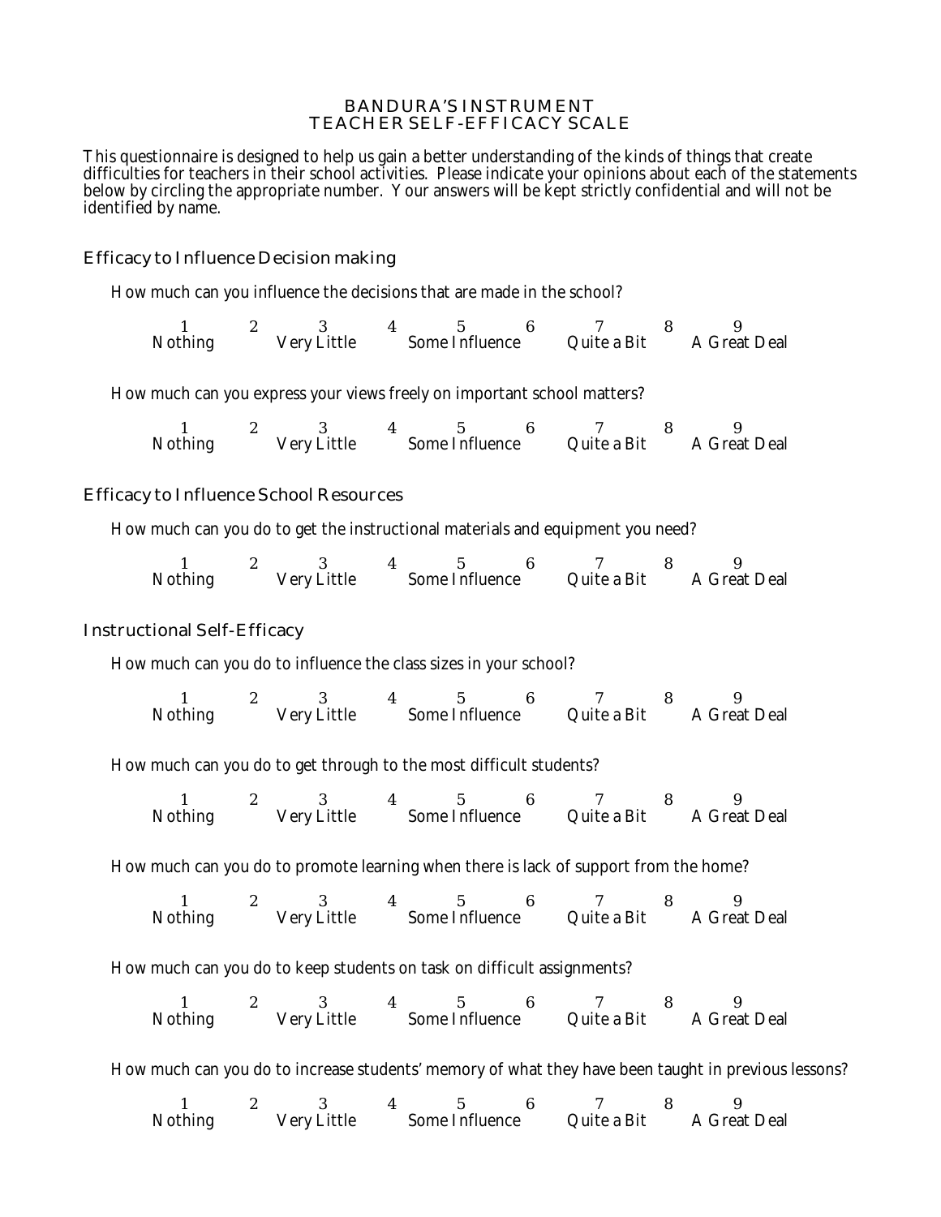# BANDURA'S INSTRUMENT
# TEACHER SELF-EFFICACY SCALE

This questionnaire is designed to help us gain a better understanding of the kinds of things that create difficulties for teachers in their school activities. Please indicate your opinions about each of the statements below by circling the appropriate number. Your answers will be kept strictly confidential and will not be identified by name.

## Efficacy to Influence Decision making

How much can you influence the decisions that are made in the school?

| 1 | 2 | 3 | 4 | 5 | 6 | 7 | 8 | 9 |
|---|---|---|---|---|---|---|---|---|
| Nothing | | Very Little | | Some Influence | | Quite a Bit | | A Great Deal |

How much can you express your views freely on important school matters?

| 1 | 2 | 3 | 4 | 5 | 6 | 7 | 8 | 9 |
|---|---|---|---|---|---|---|---|---|
| Nothing | | Very Little | | Some Influence | | Quite a Bit | | A Great Deal |

## Efficacy to Influence School Resources

How much can you do to get the instructional materials and equipment you need?

| 1 | 2 | 3 | 4 | 5 | 6 | 7 | 8 | 9 |
|---|---|---|---|---|---|---|---|---|
| Nothing | | Very Little | | Some Influence | | Quite a Bit | | A Great Deal |

## Instructional Self-Efficacy

How much can you do to influence the class sizes in your school?

| 1 | 2 | 3 | 4 | 5 | 6 | 7 | 8 | 9 |
|---|---|---|---|---|---|---|---|---|
| Nothing | | Very Little | | Some Influence | | Quite a Bit | | A Great Deal |

How much can you do to get through to the most difficult students?

| 1 | 2 | 3 | 4 | 5 | 6 | 7 | 8 | 9 |
|---|---|---|---|---|---|---|---|---|
| Nothing | | Very Little | | Some Influence | | Quite a Bit | | A Great Deal |

How much can you do to promote learning when there is lack of support from the home?

| 1 | 2 | 3 | 4 | 5 | 6 | 7 | 8 | 9 |
|---|---|---|---|---|---|---|---|---|
| Nothing | | Very Little | | Some Influence | | Quite a Bit | | A Great Deal |

How much can you do to keep students on task on difficult assignments?

| 1 | 2 | 3 | 4 | 5 | 6 | 7 | 8 | 9 |
|---|---|---|---|---|---|---|---|---|
| Nothing | | Very Little | | Some Influence | | Quite a Bit | | A Great Deal |

How much can you do to increase students' memory of what they have been taught in previous lessons?

| 1 | 2 | 3 | 4 | 5 | 6 | 7 | 8 | 9 |
|---|---|---|---|---|---|---|---|---|
| Nothing | | Very Little | | Some Influence | | Quite a Bit | | A Great Deal |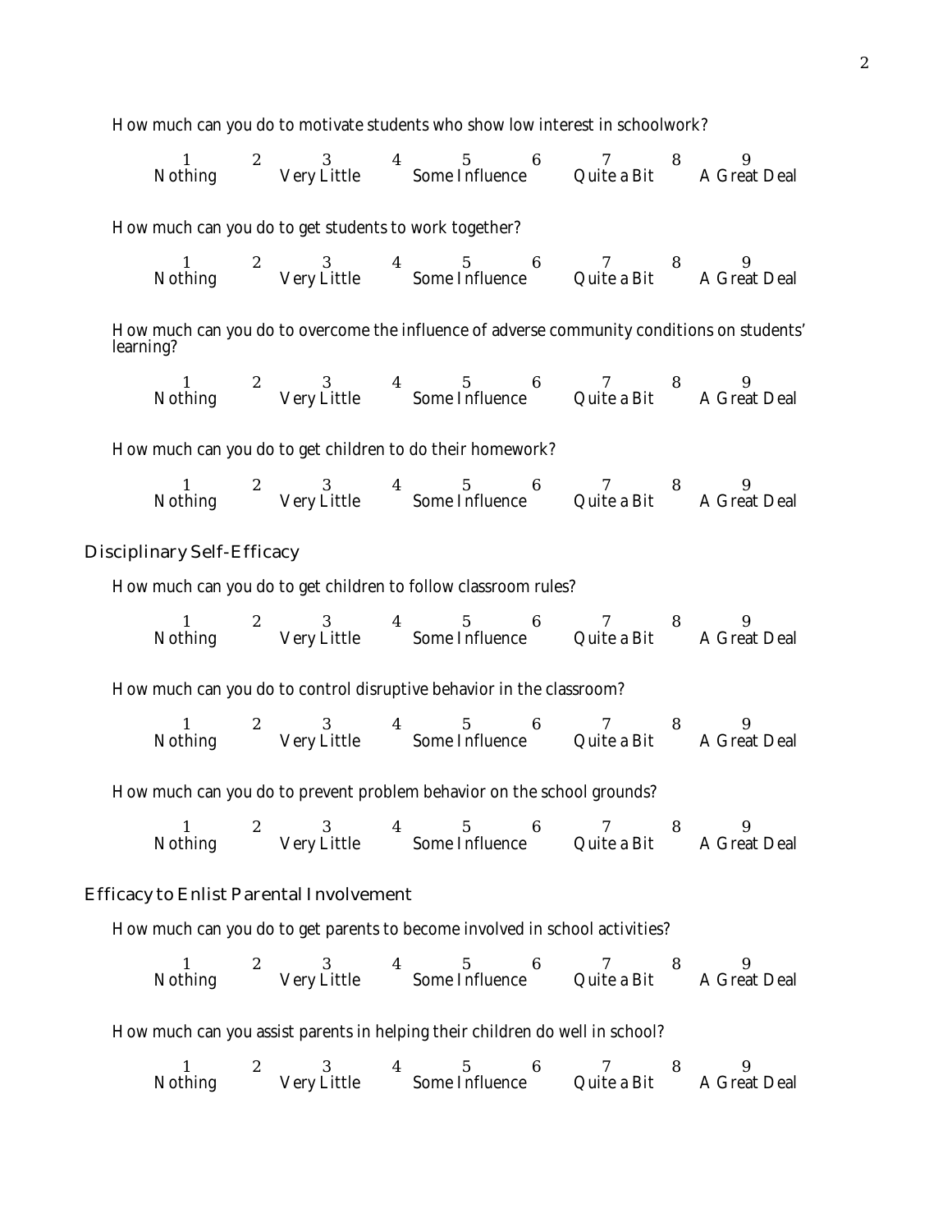How much can you do to motivate students who show low interest in schoolwork?

| 1 | 2 | 3 | 4 | 5 | 6 | 7 | 8 | 9 |
|---|---|---|---|---|---|---|---|---|
| Nothing | | Very Little | | Some Influence | | Quite a Bit | | A Great Deal |

How much can you do to get students to work together?

| 1 | 2 | 3 | 4 | 5 | 6 | 7 | 8 | 9 |
|---|---|---|---|---|---|---|---|---|
| Nothing | | Very Little | | Some Influence | | Quite a Bit | | A Great Deal |

How much can you do to overcome the influence of adverse community conditions on students' learning?

| 1 | 2 | 3 | 4 | 5 | 6 | 7 | 8 | 9 |
|---|---|---|---|---|---|---|---|---|
| Nothing | | Very Little | | Some Influence | | Quite a Bit | | A Great Deal |

How much can you do to get children to do their homework?

| 1 | 2 | 3 | 4 | 5 | 6 | 7 | 8 | 9 |
|---|---|---|---|---|---|---|---|---|
| Nothing | | Very Little | | Some Influence | | Quite a Bit | | A Great Deal |

## Disciplinary Self-Efficacy

How much can you do to get children to follow classroom rules?

| 1 | 2 | 3 | 4 | 5 | 6 | 7 | 8 | 9 |
|---|---|---|---|---|---|---|---|---|
| Nothing | | Very Little | | Some Influence | | Quite a Bit | | A Great Deal |

How much can you do to control disruptive behavior in the classroom?

| 1 | 2 | 3 | 4 | 5 | 6 | 7 | 8 | 9 |
|---|---|---|---|---|---|---|---|---|
| Nothing | | Very Little | | Some Influence | | Quite a Bit | | A Great Deal |

How much can you do to prevent problem behavior on the school grounds?

| 1 | 2 | 3 | 4 | 5 | 6 | 7 | 8 | 9 |
|---|---|---|---|---|---|---|---|---|
| Nothing | | Very Little | | Some Influence | | Quite a Bit | | A Great Deal |

## Efficacy to Enlist Parental Involvement

How much can you do to get parents to become involved in school activities?

| 1 | 2 | 3 | 4 | 5 | 6 | 7 | 8 | 9 |
|---|---|---|---|---|---|---|---|---|
| Nothing | | Very Little | | Some Influence | | Quite a Bit | | A Great Deal |

How much can you assist parents in helping their children do well in school?

| 1 | 2 | 3 | 4 | 5 | 6 | 7 | 8 | 9 |
|---|---|---|---|---|---|---|---|---|
| Nothing | | Very Little | | Some Influence | | Quite a Bit | | A Great Deal |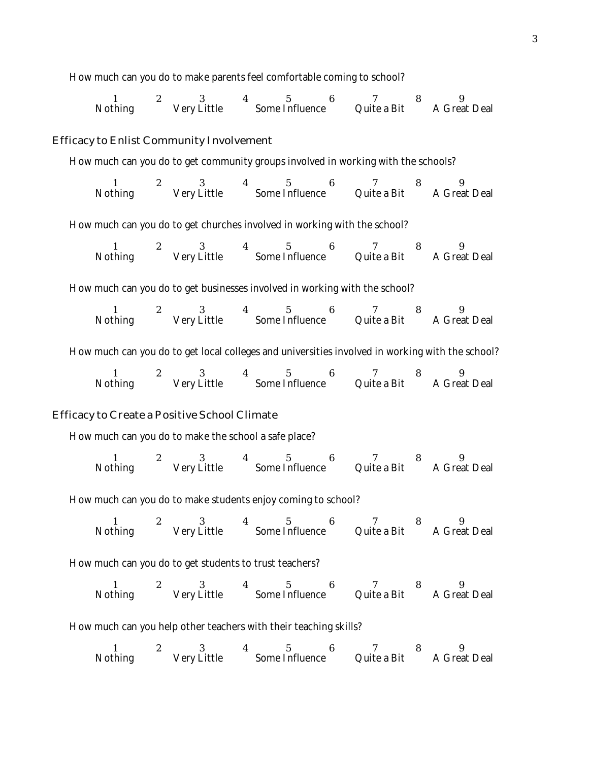How much can you do to make parents feel comfortable coming to school?

| 1 | 2 | 3 | 4 | 5 | 6 | 7 | 8 | 9 |
|---|---|---|---|---|---|---|---|---|
| Nothing | | Very Little | | Some Influence | | Quite a Bit | | A Great Deal |

## Efficacy to Enlist Community Involvement

How much can you do to get community groups involved in working with the schools?

| 1 | 2 | 3 | 4 | 5 | 6 | 7 | 8 | 9 |
|---|---|---|---|---|---|---|---|---|
| Nothing | | Very Little | | Some Influence | | Quite a Bit | | A Great Deal |

How much can you do to get churches involved in working with the school?

| 1 | 2 | 3 | 4 | 5 | 6 | 7 | 8 | 9 |
|---|---|---|---|---|---|---|---|---|
| Nothing | | Very Little | | Some Influence | | Quite a Bit | | A Great Deal |

How much can you do to get businesses involved in working with the school?

| 1 | 2 | 3 | 4 | 5 | 6 | 7 | 8 | 9 |
|---|---|---|---|---|---|---|---|---|
| Nothing | | Very Little | | Some Influence | | Quite a Bit | | A Great Deal |

How much can you do to get local colleges and universities involved in working with the school?

| 1 | 2 | 3 | 4 | 5 | 6 | 7 | 8 | 9 |
|---|---|---|---|---|---|---|---|---|
| Nothing | | Very Little | | Some Influence | | Quite a Bit | | A Great Deal |

## Efficacy to Create a Positive School Climate

How much can you do to make the school a safe place?

| 1 | 2 | 3 | 4 | 5 | 6 | 7 | 8 | 9 |
|---|---|---|---|---|---|---|---|---|
| Nothing | | Very Little | | Some Influence | | Quite a Bit | | A Great Deal |

How much can you do to make students enjoy coming to school?

| 1 | 2 | 3 | 4 | 5 | 6 | 7 | 8 | 9 |
|---|---|---|---|---|---|---|---|---|
| Nothing | | Very Little | | Some Influence | | Quite a Bit | | A Great Deal |

How much can you do to get students to trust teachers?

| 1 | 2 | 3 | 4 | 5 | 6 | 7 | 8 | 9 |
|---|---|---|---|---|---|---|---|---|
| Nothing | | Very Little | | Some Influence | | Quite a Bit | | A Great Deal |

How much can you help other teachers with their teaching skills?

| 1 | 2 | 3 | 4 | 5 | 6 | 7 | 8 | 9 |
|---|---|---|---|---|---|---|---|---|
| Nothing | | Very Little | | Some Influence | | Quite a Bit | | A Great Deal |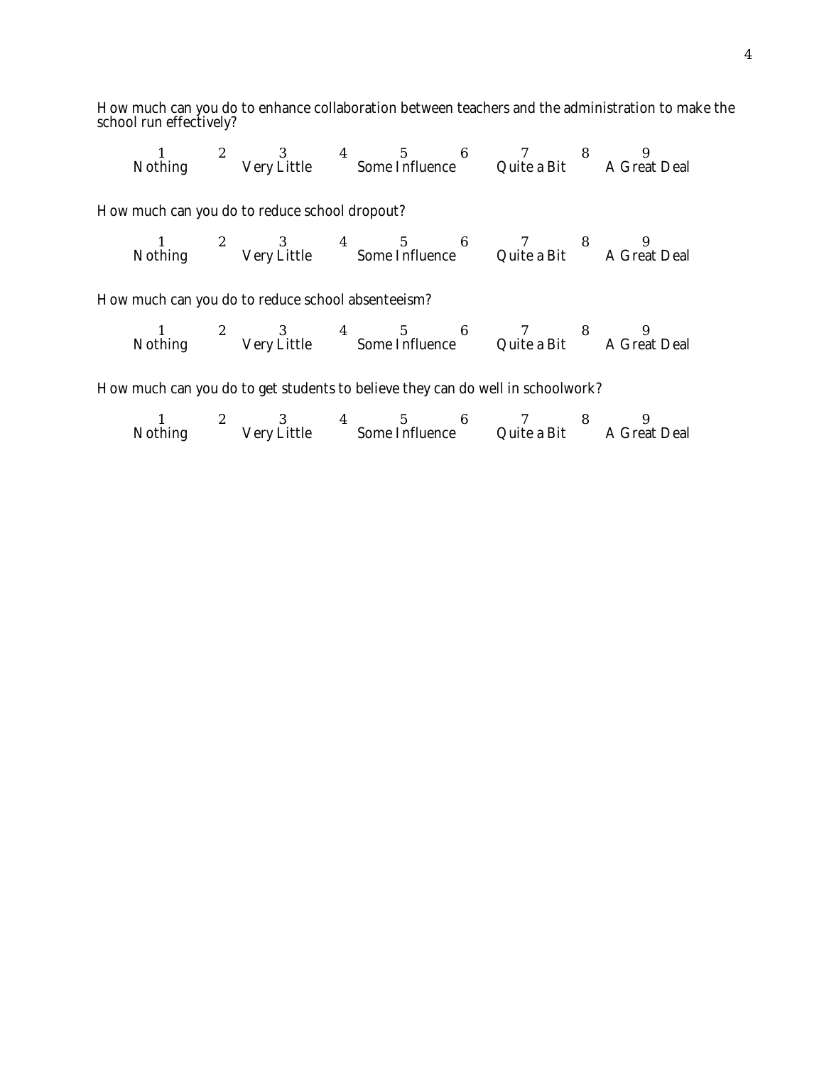How much can you do to enhance collaboration between teachers and the administration to make the school run effectively?

| 1 | 2 | 3 | 4 | 5 | 6 | 7 | 8 | 9 |
|---|---|---|---|---|---|---|---|---|
| Nothing | | Very Little | | Some Influence | | Quite a Bit | | A Great Deal |

How much can you do to reduce school dropout?

| 1 | 2 | 3 | 4 | 5 | 6 | 7 | 8 | 9 |
|---|---|---|---|---|---|---|---|---|
| Nothing | | Very Little | | Some Influence | | Quite a Bit | | A Great Deal |

How much can you do to reduce school absenteeism?

| 1 | 2 | 3 | 4 | 5 | 6 | 7 | 8 | 9 |
|---|---|---|---|---|---|---|---|---|
| Nothing | | Very Little | | Some Influence | | Quite a Bit | | A Great Deal |

How much can you do to get students to believe they can do well in schoolwork?

| 1 | 2 | 3 | 4 | 5 | 6 | 7 | 8 | 9 |
|---|---|---|---|---|---|---|---|---|
| Nothing | | Very Little | | Some Influence | | Quite a Bit | | A Great Deal |